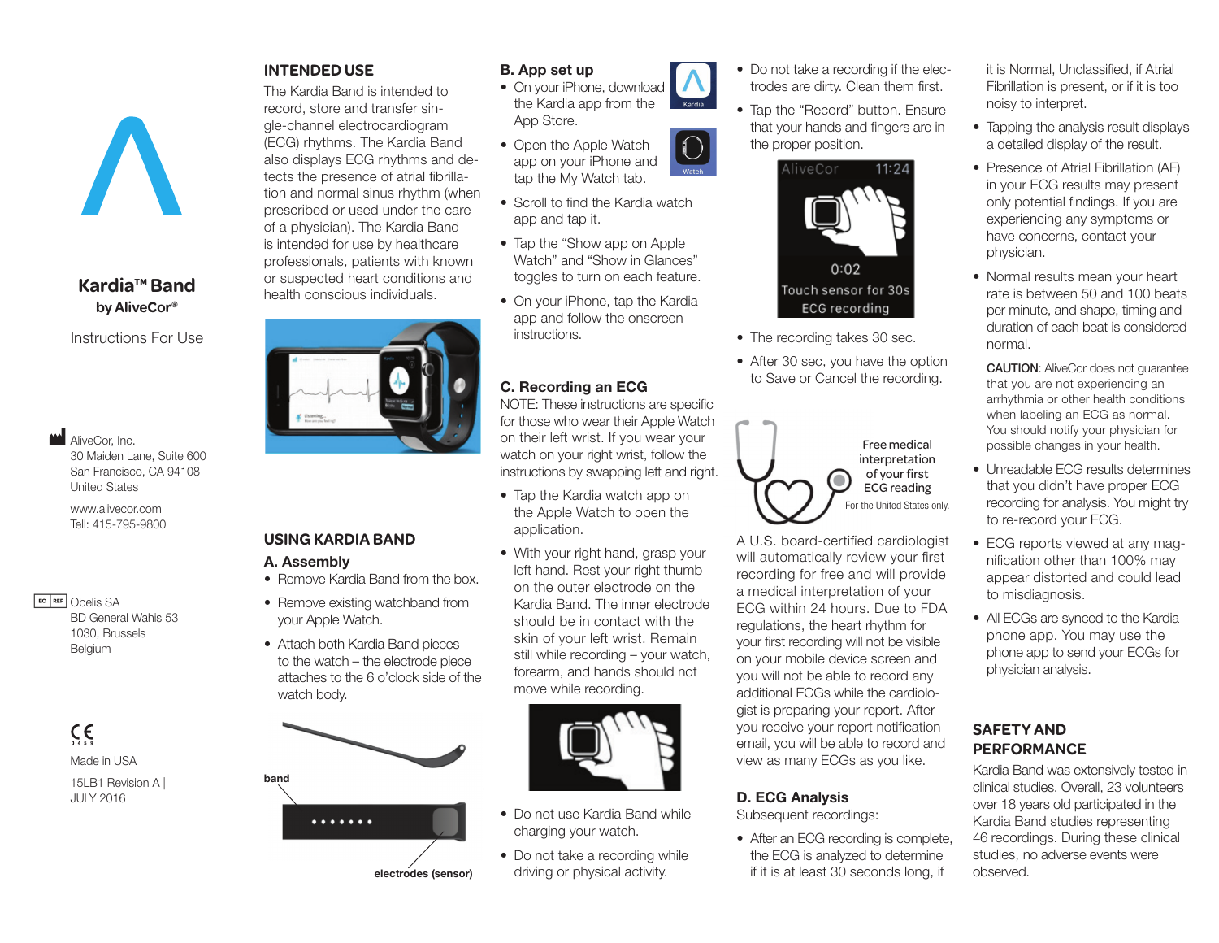# Kardia™ Band

**by AliveCor®**

Instructions For Use

AliveCor, Inc.
30 Maiden Lane, Suite 600
San Francisco, CA 94108
United States

www.alivecor.com
Tel: 415-795-9800

Obelis SA
BD General Wahis 53
1030, Brussels
Belgium

Made in USA

15LB1 Revision A |
JULY 2016

## INTENDED USE

The Kardia Band is intended to record, store and transfer single-channel electrocardiogram (ECG) rhythms. The Kardia Band also displays ECG rhythms and detects the presence of atrial fibrillation and normal sinus rhythm (when prescribed or used under the care of a physician). The Kardia Band is intended for use by healthcare professionals, patients with known or suspected heart conditions and health conscious individuals.

## USING KARDIA BAND

### A. Assembly

- Remove Kardia Band from the box.
- Remove existing watchband from your Apple Watch.
- Attach both Kardia Band pieces to the watch – the electrode piece attaches to the 6 o'clock side of the watch body.

band

electrodes (sensor)

### B. App set up

- On your iPhone, download the Kardia app from the App Store.
- Open the Apple Watch app on your iPhone and tap the My Watch tab.
- Scroll to find the Kardia watch app and tap it.
- Tap the "Show app on Apple Watch" and "Show in Glances" toggles to turn on each feature.
- On your iPhone, tap the Kardia app and follow the onscreen instructions.

### C. Recording an ECG

NOTE: These instructions are specific for those who wear their Apple Watch on their left wrist. If you wear your watch on your right wrist, follow the instructions by swapping left and right.

- Tap the Kardia watch app on the Apple Watch to open the application.
- With your right hand, grasp your left hand. Rest your right thumb on the outer electrode on the Kardia Band. The inner electrode should be in contact with the skin of your left wrist. Remain still while recording – your watch, forearm, and hands should not move while recording.
- Do not use Kardia Band while charging your watch.
- Do not take a recording while driving or physical activity.
- Do not take a recording if the electrodes are dirty. Clean them first.
- Tap the "Record" button. Ensure that your hands and fingers are in the proper position.

AliveCor 11:24
0:02
Touch sensor for 30s
ECG recording

- The recording takes 30 sec.
- After 30 sec, you have the option to Save or Cancel the recording.

Free medical interpretation of your first ECG reading

For the United States only.

A U.S. board-certified cardiologist will automatically review your first recording for free and will provide a medical interpretation of your ECG within 24 hours. Due to FDA regulations, the heart rhythm for your first recording will not be visible on your mobile device screen and you will not be able to record any additional ECGs while the cardiologist is preparing your report. After you receive your report notification email, you will be able to record and view as many ECGs as you like.

### D. ECG Analysis

Subsequent recordings:

- After an ECG recording is complete, the ECG is analyzed to determine if it is at least 30 seconds long, if it is Normal, Unclassified, if Atrial Fibrillation is present, or if it is too noisy to interpret.
- Tapping the analysis result displays a detailed display of the result.
- Presence of Atrial Fibrillation (AF) in your ECG results may present only potential findings. If you are experiencing any symptoms or have concerns, contact your physician.
- Normal results mean your heart rate is between 50 and 100 beats per minute, and shape, timing and duration of each beat is considered normal.

**CAUTION**: AliveCor does not guarantee that you are not experiencing an arrhythmia or other health conditions when labeling an ECG as normal. You should notify your physician for possible changes in your health.

- Unreadable ECG results determines that you didn't have proper ECG recording for analysis. You might try to re-record your ECG.
- ECG reports viewed at any magnification other than 100% may appear distorted and could lead to misdiagnosis.
- All ECGs are synced to the Kardia phone app. You may use the phone app to send your ECGs for physician analysis.

## SAFETY AND PERFORMANCE

Kardia Band was extensively tested in clinical studies. Overall, 23 volunteers over 18 years old participated in the Kardia Band studies representing 46 recordings. During these clinical studies, no adverse events were observed.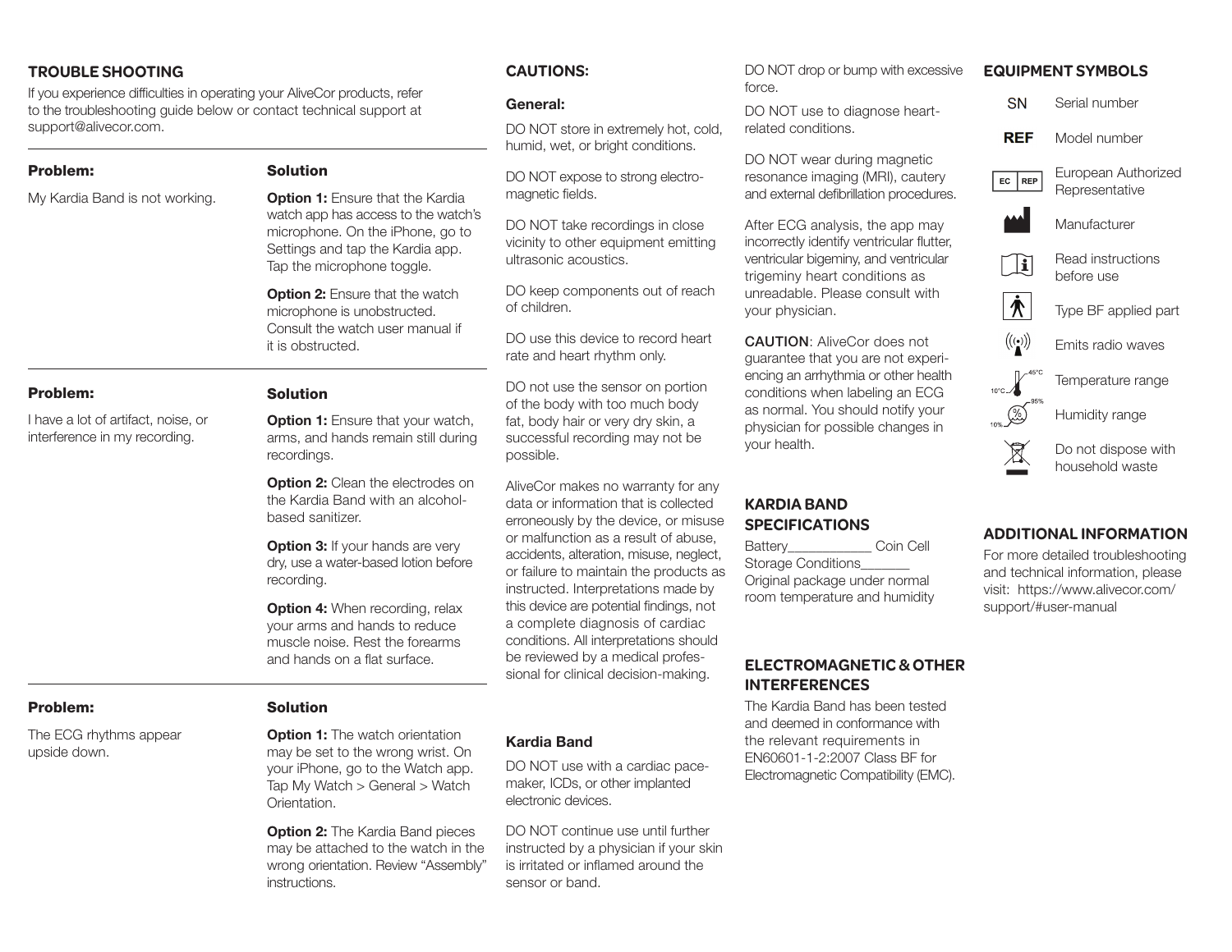## TROUBLE SHOOTING

If you experience difficulties in operating your AliveCor products, refer to the troubleshooting guide below or contact technical support at support@alivecor.com.

| **Problem:** | **Solution** |
| --- | --- |
| My Kardia Band is not working. | **Option 1:** Ensure that the Kardia watch app has access to the watch's microphone. On the iPhone, go to Settings and tap the Kardia app. Tap the microphone toggle.<br><br>**Option 2:** Ensure that the watch microphone is unobstructed. Consult the watch user manual if it is obstructed. |

| **Problem:** | **Solution** |
| --- | --- |
| I have a lot of artifact, noise, or interference in my recording. | **Option 1:** Ensure that your watch, arms, and hands remain still during recordings.<br><br>**Option 2:** Clean the electrodes on the Kardia Band with an alcohol-based sanitizer.<br><br>**Option 3:** If your hands are very dry, use a water-based lotion before recording.<br><br>**Option 4:** When recording, relax your arms and hands to reduce muscle noise. Rest the forearms and hands on a flat surface. |

| **Problem:** | **Solution** |
| --- | --- |
| The ECG rhythms appear upside down. | **Option 1:** The watch orientation may be set to the wrong wrist. On your iPhone, go to the Watch app. Tap My Watch > General > Watch Orientation.<br><br>**Option 2:** The Kardia Band pieces may be attached to the watch in the wrong orientation. Review "Assembly" instructions. |

## CAUTIONS:

### General:

DO NOT store in extremely hot, cold, humid, wet, or bright conditions.

DO NOT expose to strong electromagnetic fields.

DO NOT take recordings in close vicinity to other equipment emitting ultrasonic acoustics.

DO keep components out of reach of children.

DO use this device to record heart rate and heart rhythm only.

DO not use the sensor on portion of the body with too much body fat, body hair or very dry skin, a successful recording may not be possible.

AliveCor makes no warranty for any data or information that is collected erroneously by the device, or misuse or malfunction as a result of abuse, accidents, alteration, misuse, neglect, or failure to maintain the products as instructed. Interpretations made by this device are potential findings, not a complete diagnosis of cardiac conditions. All interpretations should be reviewed by a medical professional for clinical decision-making.

### Kardia Band

DO NOT use with a cardiac pacemaker, ICDs, or other implanted electronic devices.

DO NOT continue use until further instructed by a physician if your skin is irritated or inflamed around the sensor or band.

DO NOT drop or bump with excessive force.

DO NOT use to diagnose heart-related conditions.

DO NOT wear during magnetic resonance imaging (MRI), cautery and external defibrillation procedures.

After ECG analysis, the app may incorrectly identify ventricular flutter, ventricular bigeminy, and ventricular trigeminy heart conditions as unreadable. Please consult with your physician.

**CAUTION**: AliveCor does not guarantee that you are not experiencing an arrhythmia or other health conditions when labeling an ECG as normal. You should notify your physician for possible changes in your health.

## KARDIA BAND SPECIFICATIONS

Battery____________ Coin Cell
Storage Conditions_______
Original package under normal room temperature and humidity

## ELECTROMAGNETIC & OTHER INTERFERENCES

The Kardia Band has been tested and deemed in conformance with the relevant requirements in EN60601-1-2:2007 Class BF for Electromagnetic Compatibility (EMC).

## EQUIPMENT SYMBOLS

| | |
| --- | --- |
| SN | Serial number |
| REF | Model number |
| EC REP | European Authorized Representative |
| | Manufacturer |
| | Read instructions before use |
| | Type BF applied part |
| | Emits radio waves |
| 10°C – 45°C | Temperature range |
| 10% – 95% | Humidity range |
| | Do not dispose with household waste |

## ADDITIONAL INFORMATION

For more detailed troubleshooting and technical information, please visit: https://www.alivecor.com/support/#user-manual